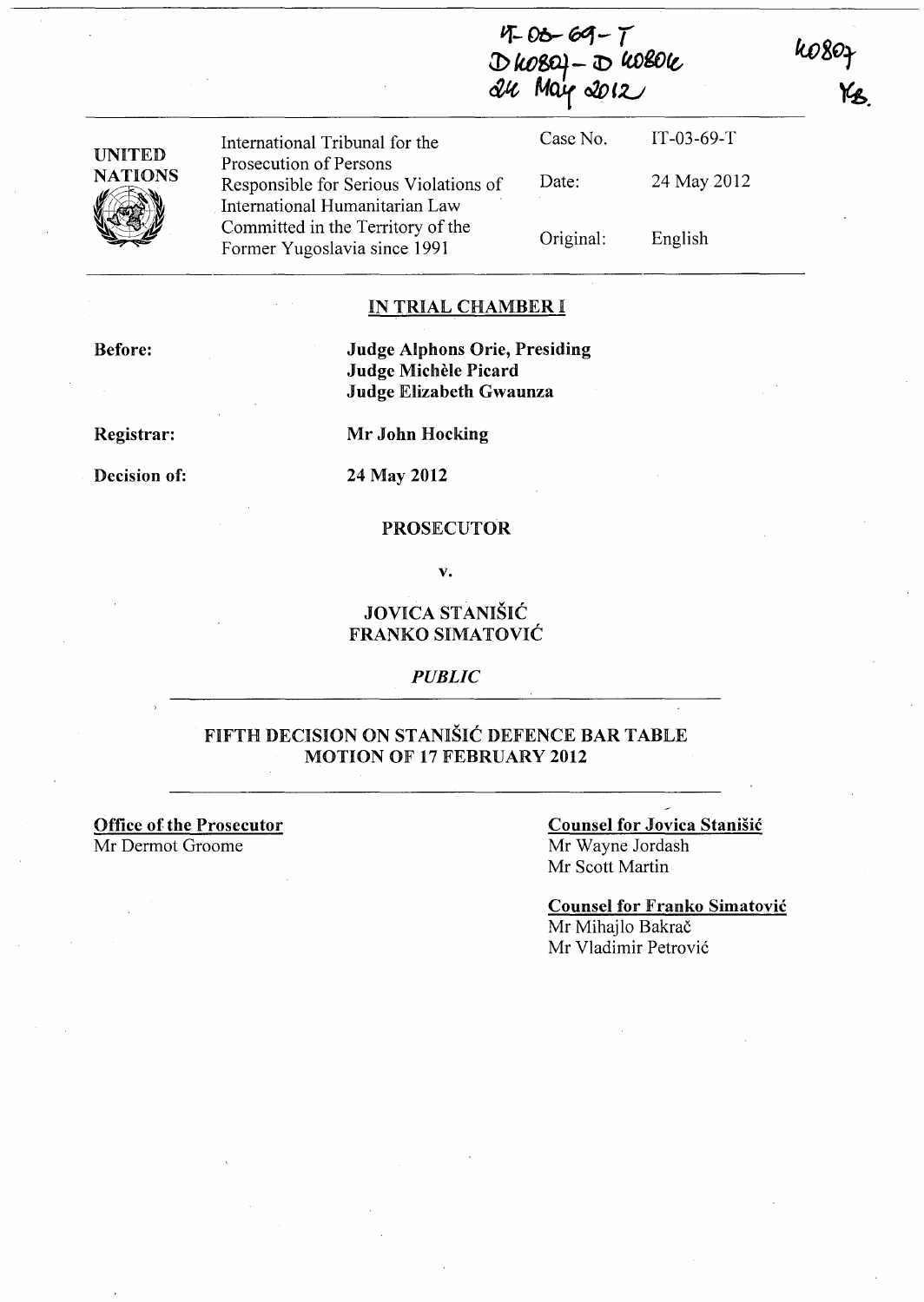IT-03-69-T
D40809 - D40806
24 May 2012

40809
YB.

| UNITED NATIONS | International Tribunal for the Prosecution of Persons Responsible for Serious Violations of International Humanitarian Law Committed in the Territory of the Former Yugoslavia since 1991 | Case No. | IT-03-69-T |
|---|---|---|---|
| | | Date: | 24 May 2012 |
| | | Original: | English |

**IN TRIAL CHAMBER I**

**Before:** **Judge Alphons Orie, Presiding**
**Judge Michèle Picard**
**Judge Elizabeth Gwaunza**

**Registrar:** **Mr John Hocking**

**Decision of:** **24 May 2012**

**PROSECUTOR**

**v.**

**JOVICA STANIŠIĆ**
**FRANKO SIMATOVIĆ**

*PUBLIC*

**FIFTH DECISION ON STANIŠIĆ DEFENCE BAR TABLE MOTION OF 17 FEBRUARY 2012**

**Office of the Prosecutor**
Mr Dermot Groome

**Counsel for Jovica Stanišić**
Mr Wayne Jordash
Mr Scott Martin

**Counsel for Franko Simatović**
Mr Mihajlo Bakrač
Mr Vladimir Petrović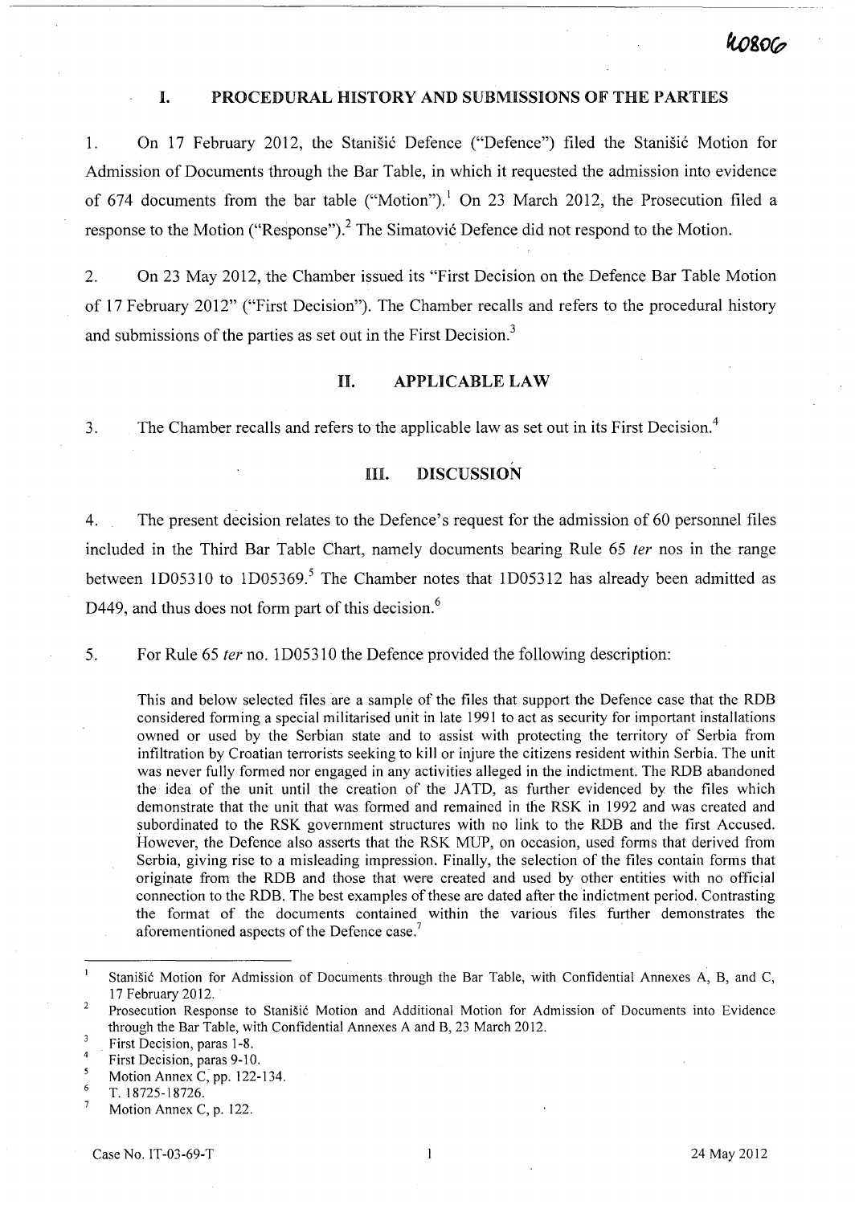## I. PROCEDURAL HISTORY AND SUBMISSIONS OF THE PARTIES

1. On 17 February 2012, the Stanišić Defence ("Defence") filed the Stanišić Motion for Admission of Documents through the Bar Table, in which it requested the admission into evidence of 674 documents from the bar table ("Motion").[1] On 23 March 2012, the Prosecution filed a response to the Motion ("Response").[2] The Simatović Defence did not respond to the Motion.

2. On 23 May 2012, the Chamber issued its "First Decision on the Defence Bar Table Motion of 17 February 2012" ("First Decision"). The Chamber recalls and refers to the procedural history and submissions of the parties as set out in the First Decision.[3]

## II. APPLICABLE LAW

3. The Chamber recalls and refers to the applicable law as set out in its First Decision.[4]

## III. DISCUSSION

4. The present decision relates to the Defence's request for the admission of 60 personnel files included in the Third Bar Table Chart, namely documents bearing Rule 65 *ter* nos in the range between 1D05310 to 1D05369.[5] The Chamber notes that 1D05312 has already been admitted as D449, and thus does not form part of this decision.[6]

5. For Rule 65 *ter* no. 1D05310 the Defence provided the following description:

> This and below selected files are a sample of the files that support the Defence case that the RDB considered forming a special militarised unit in late 1991 to act as security for important installations owned or used by the Serbian state and to assist with protecting the territory of Serbia from infiltration by Croatian terrorists seeking to kill or injure the citizens resident within Serbia. The unit was never fully formed nor engaged in any activities alleged in the indictment. The RDB abandoned the idea of the unit until the creation of the JATD, as further evidenced by the files which demonstrate that the unit that was formed and remained in the RSK in 1992 and was created and subordinated to the RSK government structures with no link to the RDB and the first Accused. However, the Defence also asserts that the RSK MUP, on occasion, used forms that derived from Serbia, giving rise to a misleading impression. Finally, the selection of the files contain forms that originate from the RDB and those that were created and used by other entities with no official connection to the RDB. The best examples of these are dated after the indictment period. Contrasting the format of the documents contained within the various files further demonstrates the aforementioned aspects of the Defence case.[7]

---

[1] Stanišić Motion for Admission of Documents through the Bar Table, with Confidential Annexes A, B, and C, 17 February 2012.

[2] Prosecution Response to Stanišić Motion and Additional Motion for Admission of Documents into Evidence through the Bar Table, with Confidential Annexes A and B, 23 March 2012.

[3] First Decision, paras 1-8.

[4] First Decision, paras 9-10.

[5] Motion Annex C, pp. 122-134.

[6] T. 18725-18726.

[7] Motion Annex C, p. 122.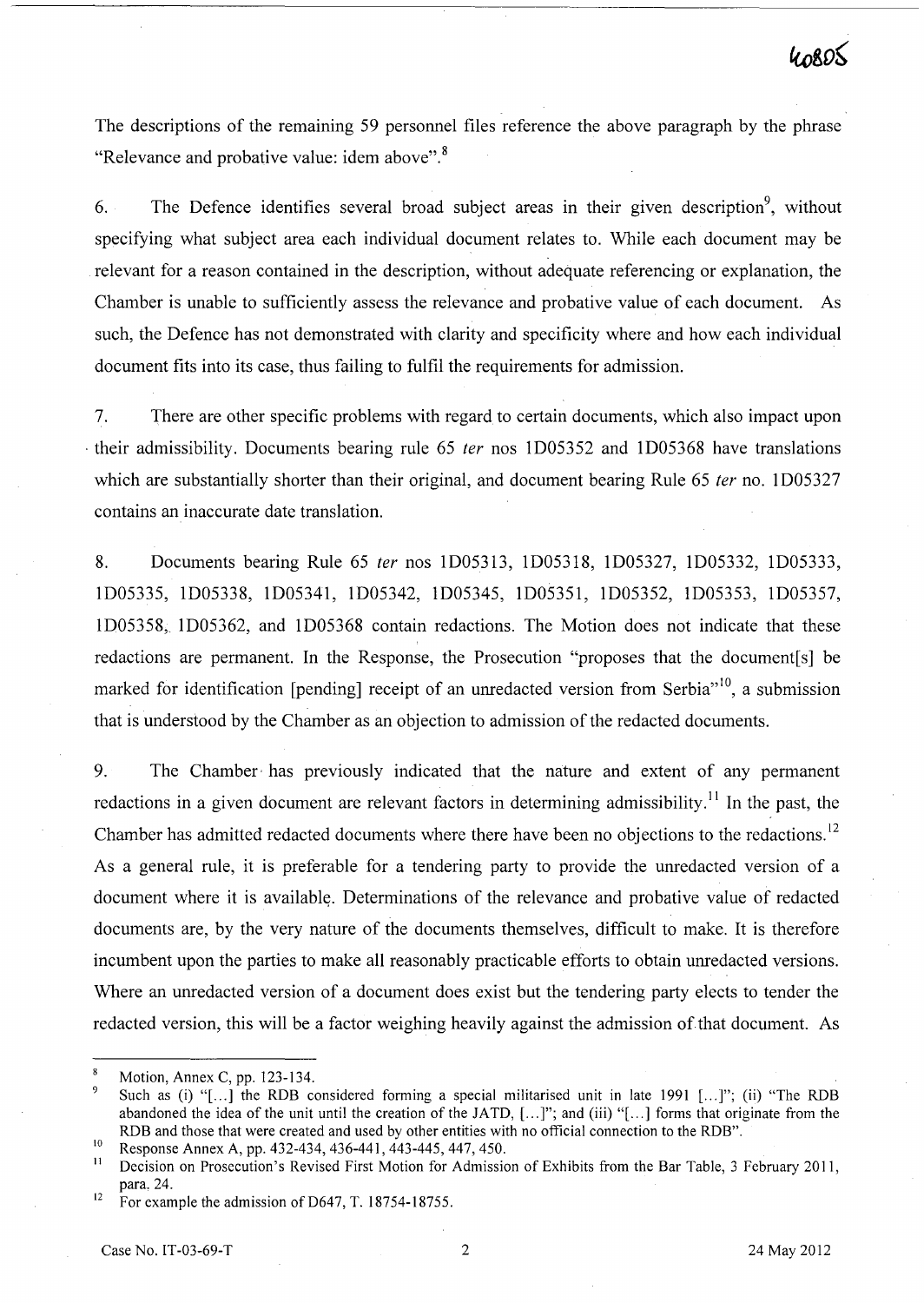The descriptions of the remaining 59 personnel files reference the above paragraph by the phrase "Relevance and probative value: idem above".[8]

6. The Defence identifies several broad subject areas in their given description[9], without specifying what subject area each individual document relates to. While each document may be relevant for a reason contained in the description, without adequate referencing or explanation, the Chamber is unable to sufficiently assess the relevance and probative value of each document. As such, the Defence has not demonstrated with clarity and specificity where and how each individual document fits into its case, thus failing to fulfil the requirements for admission.

7. There are other specific problems with regard to certain documents, which also impact upon their admissibility. Documents bearing rule 65 *ter* nos 1D05352 and 1D05368 have translations which are substantially shorter than their original, and document bearing Rule 65 *ter* no. 1D05327 contains an inaccurate date translation.

8. Documents bearing Rule 65 *ter* nos 1D05313, 1D05318, 1D05327, 1D05332, 1D05333, 1D05335, 1D05338, 1D05341, 1D05342, 1D05345, 1D05351, 1D05352, 1D05353, 1D05357, 1D05358, 1D05362, and 1D05368 contain redactions. The Motion does not indicate that these redactions are permanent. In the Response, the Prosecution "proposes that the document[s] be marked for identification [pending] receipt of an unredacted version from Serbia"[10], a submission that is understood by the Chamber as an objection to admission of the redacted documents.

9. The Chamber has previously indicated that the nature and extent of any permanent redactions in a given document are relevant factors in determining admissibility.[11] In the past, the Chamber has admitted redacted documents where there have been no objections to the redactions.[12] As a general rule, it is preferable for a tendering party to provide the unredacted version of a document where it is available. Determinations of the relevance and probative value of redacted documents are, by the very nature of the documents themselves, difficult to make. It is therefore incumbent upon the parties to make all reasonably practicable efforts to obtain unredacted versions. Where an unredacted version of a document does exist but the tendering party elects to tender the redacted version, this will be a factor weighing heavily against the admission of that document. As

---

[8] Motion, Annex C, pp. 123-134.

[9] Such as (i) "[...] the RDB considered forming a special militarised unit in late 1991 [...]"; (ii) "The RDB abandoned the idea of the unit until the creation of the JATD, [...]"; and (iii) "[...] forms that originate from the RDB and those that were created and used by other entities with no official connection to the RDB".

[10] Response Annex A, pp. 432-434, 436-441, 443-445, 447, 450.

[11] Decision on Prosecution's Revised First Motion for Admission of Exhibits from the Bar Table, 3 February 2011, para. 24.

[12] For example the admission of D647, T. 18754-18755.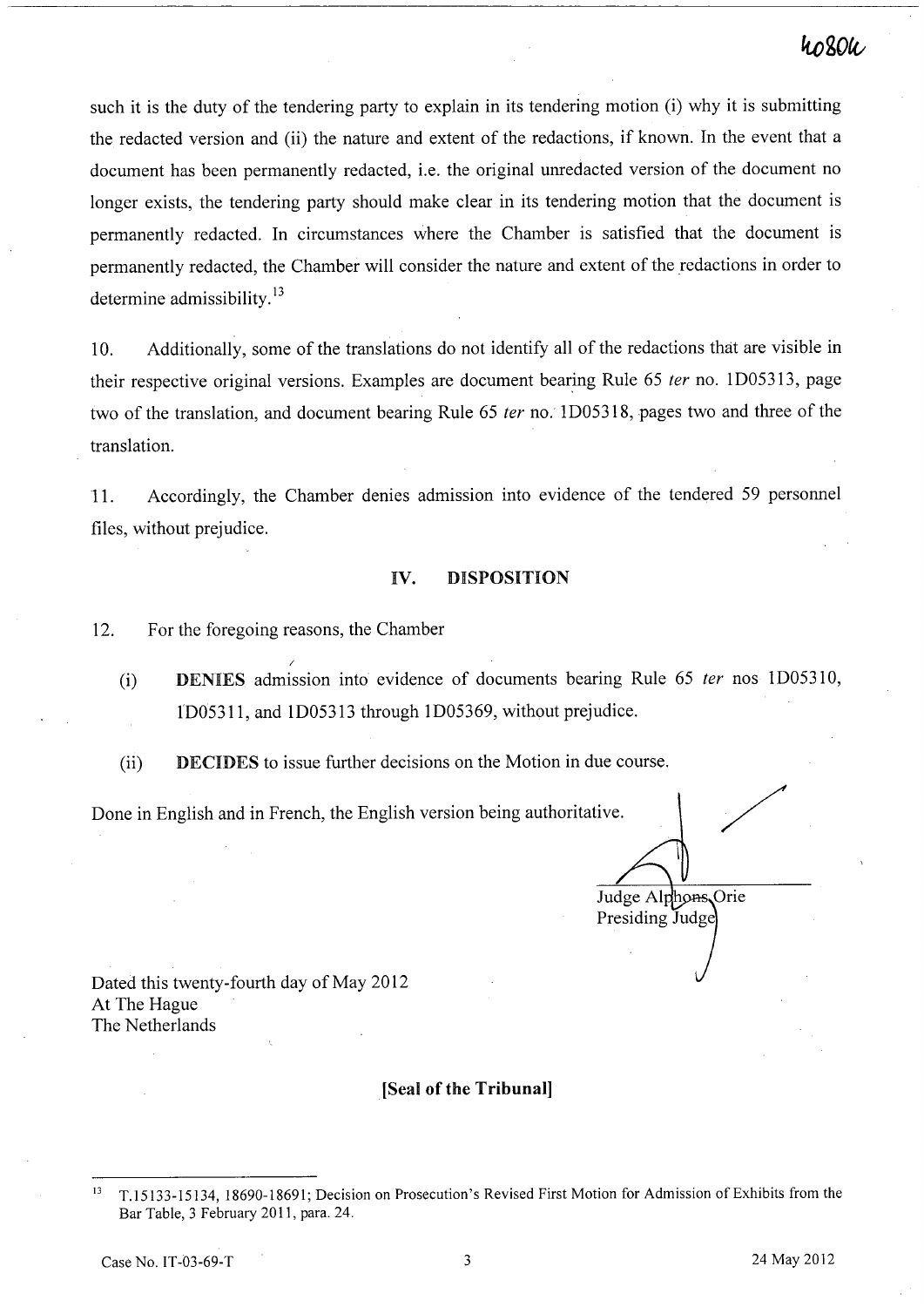such it is the duty of the tendering party to explain in its tendering motion (i) why it is submitting the redacted version and (ii) the nature and extent of the redactions, if known. In the event that a document has been permanently redacted, i.e. the original unredacted version of the document no longer exists, the tendering party should make clear in its tendering motion that the document is permanently redacted. In circumstances where the Chamber is satisfied that the document is permanently redacted, the Chamber will consider the nature and extent of the redactions in order to determine admissibility.[13]

10. Additionally, some of the translations do not identify all of the redactions that are visible in their respective original versions. Examples are document bearing Rule 65 *ter* no. 1D05313, page two of the translation, and document bearing Rule 65 *ter* no. 1D05318, pages two and three of the translation.

11. Accordingly, the Chamber denies admission into evidence of the tendered 59 personnel files, without prejudice.

## IV. DISPOSITION

12. For the foregoing reasons, the Chamber

(i) **DENIES** admission into evidence of documents bearing Rule 65 *ter* nos 1D05310, 1D05311, and 1D05313 through 1D05369, without prejudice.

(ii) **DECIDES** to issue further decisions on the Motion in due course.

Done in English and in French, the English version being authoritative.

Judge Alphons Orie
Presiding Judge

Dated this twenty-fourth day of May 2012
At The Hague
The Netherlands

**[Seal of the Tribunal]**

---

[13] T.15133-15134, 18690-18691; Decision on Prosecution's Revised First Motion for Admission of Exhibits from the Bar Table, 3 February 2011, para. 24.